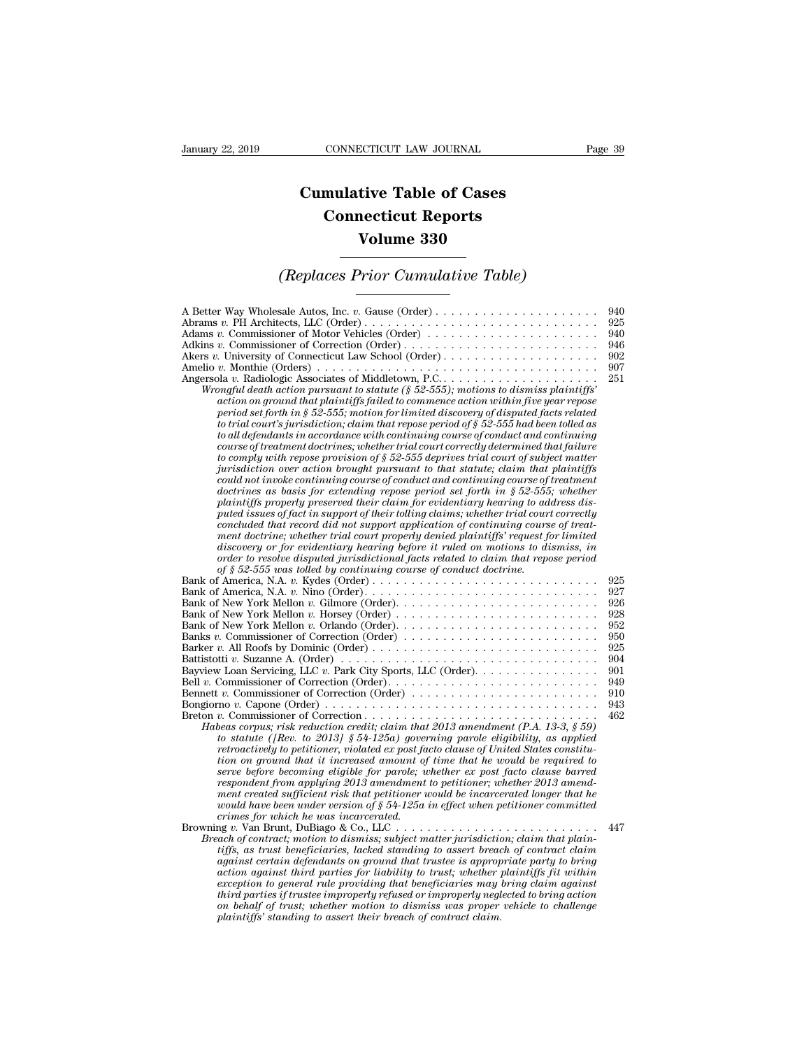# Cumulative Table of Cases
# Connecticut Reports
# Volume 330

## *(Replaces Prior Cumulative Table)*

A Better Way Wholesale Autos, Inc. *v.* Gause (Order) . . . . . . . . . . . . . . . . . . . . . 940
Abrams *v.* PH Architects, LLC (Order) . . . . . . . . . . . . . . . . . . . . . . . . . . . . . . 925
Adams *v.* Commissioner of Motor Vehicles (Order) . . . . . . . . . . . . . . . . . . . . . . 940
Adkins *v.* Commissioner of Correction (Order) . . . . . . . . . . . . . . . . . . . . . . . . . 946
Akers *v.* University of Connecticut Law School (Order) . . . . . . . . . . . . . . . . . . . 902
Amelio *v.* Monthie (Orders) . . . . . . . . . . . . . . . . . . . . . . . . . . . . . . . . . . . . 907
Angersola *v.* Radiologic Associates of Middletown, P.C. . . . . . . . . . . . . . . . . . . . 251

*Wrongful death action pursuant to statute (§ 52-555); motions to dismiss plaintiffs' action on ground that plaintiffs failed to commence action within five year repose period set forth in § 52-555; motion for limited discovery of disputed facts related to trial court's jurisdiction; claim that repose period of § 52-555 had been tolled as to all defendants in accordance with continuing course of conduct and continuing course of treatment doctrines; whether trial court correctly determined that failure to comply with repose provision of § 52-555 deprives trial court of subject matter jurisdiction over action brought pursuant to that statute; claim that plaintiffs could not invoke continuing course of conduct and continuing course of treatment doctrines as basis for extending repose period set forth in § 52-555; whether plaintiffs properly preserved their claim for evidentiary hearing to address disputed issues of fact in support of their tolling claims; whether trial court correctly concluded that record did not support application of continuing course of treatment doctrine; whether trial court properly denied plaintiffs' request for limited discovery or for evidentiary hearing before it ruled on motions to dismiss, in order to resolve disputed jurisdictional facts related to claim that repose period of § 52-555 was tolled by continuing course of conduct doctrine.*

Bank of America, N.A. *v.* Kydes (Order) . . . . . . . . . . . . . . . . . . . . . . . . . . . . 925
Bank of America, N.A. *v.* Nino (Order) . . . . . . . . . . . . . . . . . . . . . . . . . . . . . 927
Bank of New York Mellon *v.* Gilmore (Order) . . . . . . . . . . . . . . . . . . . . . . . . . 926
Bank of New York Mellon *v.* Horsey (Order) . . . . . . . . . . . . . . . . . . . . . . . . . . 928
Bank of New York Mellon *v.* Orlando (Order) . . . . . . . . . . . . . . . . . . . . . . . . . 952
Banks *v.* Commissioner of Correction (Order) . . . . . . . . . . . . . . . . . . . . . . . . . 950
Barker *v.* All Roofs by Dominic (Order) . . . . . . . . . . . . . . . . . . . . . . . . . . . . 925
Battistotti *v.* Suzanne A. (Order) . . . . . . . . . . . . . . . . . . . . . . . . . . . . . . . . 904
Bayview Loan Servicing, LLC *v.* Park City Sports, LLC (Order) . . . . . . . . . . . . . . . 901
Bell *v.* Commissioner of Correction (Order) . . . . . . . . . . . . . . . . . . . . . . . . . . 949
Bennett *v.* Commissioner of Correction (Order) . . . . . . . . . . . . . . . . . . . . . . . . 910
Bongiorno *v.* Capone (Order) . . . . . . . . . . . . . . . . . . . . . . . . . . . . . . . . . . 943
Breton *v.* Commissioner of Correction . . . . . . . . . . . . . . . . . . . . . . . . . . . . . 462

*Habeas corpus; risk reduction credit; claim that 2013 amendment (P.A. 13-3, § 59) to statute ([Rev. to 2013] § 54-125a) governing parole eligibility, as applied retroactively to petitioner, violated ex post facto clause of United States constitution on ground that it increased amount of time that he would be required to serve before becoming eligible for parole; whether ex post facto clause barred respondent from applying 2013 amendment to petitioner; whether 2013 amendment created sufficient risk that petitioner would be incarcerated longer that he would have been under version of § 54-125a in effect when petitioner committed crimes for which he was incarcerated.*

Browning *v.* Van Brunt, DuBiago & Co., LLC . . . . . . . . . . . . . . . . . . . . . . . . . 447

*Breach of contract; motion to dismiss; subject matter jurisdiction; claim that plaintiffs, as trust beneficiaries, lacked standing to assert breach of contract claim against certain defendants on ground that trustee is appropriate party to bring action against third parties for liability to trust; whether plaintiffs fit within exception to general rule providing that beneficiaries may bring claim against third parties if trustee improperly refused or improperly neglected to bring action on behalf of trust; whether motion to dismiss was proper vehicle to challenge plaintiffs' standing to assert their breach of contract claim.*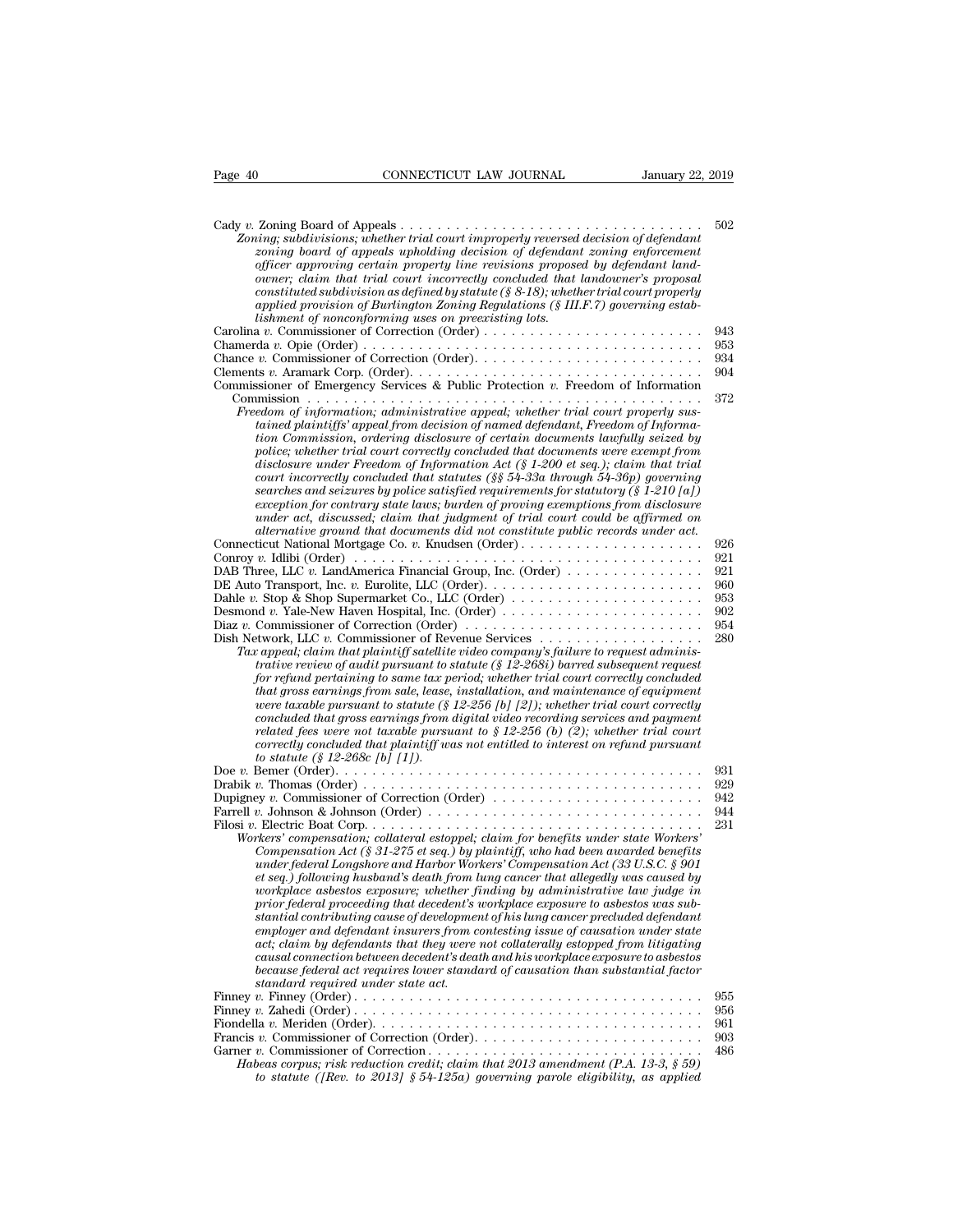Cady *v.* Zoning Board of Appeals . . . . . . . . . . . . . . . . . . . . . . . . . . . . . . . . 502
*Zoning; subdivisions; whether trial court improperly reversed decision of defendant zoning board of appeals upholding decision of defendant zoning enforcement officer approving certain property line revisions proposed by defendant landowner; claim that trial court incorrectly concluded that landowner's proposal constituted subdivision as defined by statute (§ 8-18); whether trial court properly applied provision of Burlington Zoning Regulations (§ III.F.7) governing establishment of nonconforming uses on preexisting lots.*

Carolina *v.* Commissioner of Correction (Order) . . . . . . . . . . . . . . . . . . . . . . . 943
Chamerda *v.* Opie (Order) . . . . . . . . . . . . . . . . . . . . . . . . . . . . . . . . . . . . 953
Chance *v.* Commissioner of Correction (Order). . . . . . . . . . . . . . . . . . . . . . . . 934
Clements *v.* Aramark Corp. (Order). . . . . . . . . . . . . . . . . . . . . . . . . . . . . . . 904
Commissioner of Emergency Services & Public Protection *v.* Freedom of Information Commission . . . . . . . . . . . . . . . . . . . . . . . . . . . . . . . . . . . . . . . . . . 372
*Freedom of information; administrative appeal; whether trial court properly sustained plaintiffs' appeal from decision of named defendant, Freedom of Information Commission, ordering disclosure of certain documents lawfully seized by police; whether trial court correctly concluded that documents were exempt from disclosure under Freedom of Information Act (§ 1-200 et seq.); claim that trial court incorrectly concluded that statutes (§§ 54-33a through 54-36p) governing searches and seizures by police satisfied requirements for statutory (§ 1-210 [a]) exception for contrary state laws; burden of proving exemptions from disclosure under act, discussed; claim that judgment of trial court could be affirmed on alternative ground that documents did not constitute public records under act.*

Connecticut National Mortgage Co. *v.* Knudsen (Order) . . . . . . . . . . . . . . . . . . . 926
Conroy *v.* Idlibi (Order) . . . . . . . . . . . . . . . . . . . . . . . . . . . . . . . . . . . . . 921
DAB Three, LLC *v.* LandAmerica Financial Group, Inc. (Order) . . . . . . . . . . . . . . 921
DE Auto Transport, Inc. *v.* Eurolite, LLC (Order). . . . . . . . . . . . . . . . . . . . . . . 960
Dahle *v.* Stop & Shop Supermarket Co., LLC (Order) . . . . . . . . . . . . . . . . . . . . 953
Desmond *v.* Yale-New Haven Hospital, Inc. (Order) . . . . . . . . . . . . . . . . . . . . . 902
Diaz *v.* Commissioner of Correction (Order) . . . . . . . . . . . . . . . . . . . . . . . . . 954
Dish Network, LLC *v.* Commissioner of Revenue Services . . . . . . . . . . . . . . . . . 280
*Tax appeal; claim that plaintiff satellite video company's failure to request administrative review of audit pursuant to statute (§ 12-268i) barred subsequent request for refund pertaining to same tax period; whether trial court correctly concluded that gross earnings from sale, lease, installation, and maintenance of equipment were taxable pursuant to statute (§ 12-256 [b] [2]); whether trial court correctly concluded that gross earnings from digital video recording services and payment related fees were not taxable pursuant to § 12-256 (b) (2); whether trial court correctly concluded that plaintiff was not entitled to interest on refund pursuant to statute (§ 12-268c [b] [1]).*

Doe *v.* Bemer (Order). . . . . . . . . . . . . . . . . . . . . . . . . . . . . . . . . . . . . . 931
Drabik *v.* Thomas (Order) . . . . . . . . . . . . . . . . . . . . . . . . . . . . . . . . . . . . 929
Dupigney *v.* Commissioner of Correction (Order) . . . . . . . . . . . . . . . . . . . . . . 942
Farrell *v.* Johnson & Johnson (Order) . . . . . . . . . . . . . . . . . . . . . . . . . . . . . 944
Filosi *v.* Electric Boat Corp. . . . . . . . . . . . . . . . . . . . . . . . . . . . . . . . . . . . 231
*Workers' compensation; collateral estoppel; claim for benefits under state Workers' Compensation Act (§ 31-275 et seq.) by plaintiff, who had been awarded benefits under federal Longshore and Harbor Workers' Compensation Act (33 U.S.C. § 901 et seq.) following husband's death from lung cancer that allegedly was caused by workplace asbestos exposure; whether finding by administrative law judge in prior federal proceeding that decedent's workplace exposure to asbestos was substantial contributing cause of development of his lung cancer precluded defendant employer and defendant insurers from contesting issue of causation under state act; claim by defendants that they were not collaterally estopped from litigating causal connection between decedent's death and his workplace exposure to asbestos because federal act requires lower standard of causation than substantial factor standard required under state act.*

Finney *v.* Finney (Order) . . . . . . . . . . . . . . . . . . . . . . . . . . . . . . . . . . . . . 955
Finney *v.* Zahedi (Order) . . . . . . . . . . . . . . . . . . . . . . . . . . . . . . . . . . . . . 956
Fiondella *v.* Meriden (Order). . . . . . . . . . . . . . . . . . . . . . . . . . . . . . . . . . . 961
Francis *v.* Commissioner of Correction (Order). . . . . . . . . . . . . . . . . . . . . . . . 903
Garner *v.* Commissioner of Correction . . . . . . . . . . . . . . . . . . . . . . . . . . . . . 486
*Habeas corpus; risk reduction credit; claim that 2013 amendment (P.A. 13-3, § 59) to statute ([Rev. to 2013] § 54-125a) governing parole eligibility, as applied*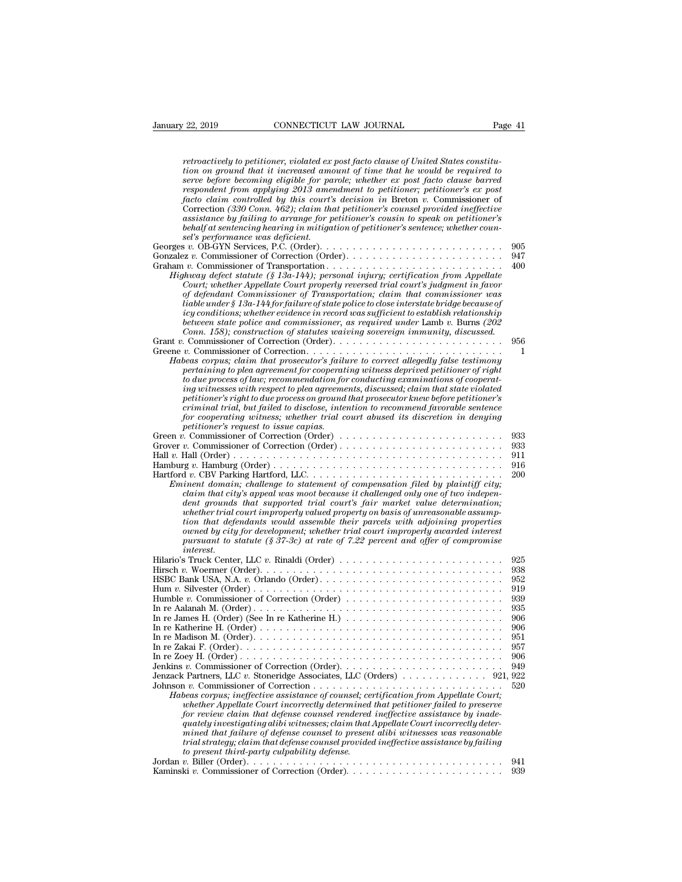*retroactively to petitioner, violated ex post facto clause of United States constitution on ground that it increased amount of time that he would be required to serve before becoming eligible for parole; whether ex post facto clause barred respondent from applying 2013 amendment to petitioner; petitioner's ex post facto claim controlled by this court's decision in* Breton *v.* Commissioner of Correction *(330 Conn. 462); claim that petitioner's counsel provided ineffective assistance by failing to arrange for petitioner's cousin to speak on petitioner's behalf at sentencing hearing in mitigation of petitioner's sentence; whether counsel's performance was deficient.*

Georges *v.* OB-GYN Services, P.C. (Order). . . . . . . . . . . . . . . . . . . . . . . . . . . 905
Gonzalez *v.* Commissioner of Correction (Order). . . . . . . . . . . . . . . . . . . . . . . . 947
Graham *v.* Commissioner of Transportation . . . . . . . . . . . . . . . . . . . . . . . . . . . 400

*Highway defect statute (§ 13a-144); personal injury; certification from Appellate Court; whether Appellate Court properly reversed trial court's judgment in favor of defendant Commissioner of Transportation; claim that commissioner was liable under § 13a-144 for failure of state police to close interstate bridge because of icy conditions; whether evidence in record was sufficient to establish relationship between state police and commissioner, as required under* Lamb *v.* Burns *(202 Conn. 158); construction of statutes waiving sovereign immunity, discussed.*

Grant *v.* Commissioner of Correction (Order). . . . . . . . . . . . . . . . . . . . . . . . . . 956
Greene *v.* Commissioner of Correction. . . . . . . . . . . . . . . . . . . . . . . . . . . . . . 1

*Habeas corpus; claim that prosecutor's failure to correct allegedly false testimony pertaining to plea agreement for cooperating witness deprived petitioner of right to due process of law; recommendation for conducting examinations of cooperating witnesses with respect to plea agreements, discussed; claim that state violated petitioner's right to due process on ground that prosecutor knew before petitioner's criminal trial, but failed to disclose, intention to recommend favorable sentence for cooperating witness; whether trial court abused its discretion in denying petitioner's request to issue capias.*

Green *v.* Commissioner of Correction (Order) . . . . . . . . . . . . . . . . . . . . . . . . . 933
Grover *v.* Commissioner of Correction (Order) . . . . . . . . . . . . . . . . . . . . . . . . . 933
Hall *v.* Hall (Order) . . . . . . . . . . . . . . . . . . . . . . . . . . . . . . . . . . . . . . . . 911
Hamburg *v.* Hamburg (Order) . . . . . . . . . . . . . . . . . . . . . . . . . . . . . . . . . . 916
Hartford *v.* CBV Parking Hartford, LLC. . . . . . . . . . . . . . . . . . . . . . . . . . . . . 200

*Eminent domain; challenge to statement of compensation filed by plaintiff city; claim that city's appeal was moot because it challenged only one of two independent grounds that supported trial court's fair market value determination; whether trial court improperly valued property on basis of unreasonable assumption that defendants would assemble their parcels with adjoining properties owned by city for development; whether trial court improperly awarded interest pursuant to statute (§ 37-3c) at rate of 7.22 percent and offer of compromise interest.*

Hilario's Truck Center, LLC *v.* Rinaldi (Order) . . . . . . . . . . . . . . . . . . . . . . . . 925
Hirsch *v.* Woermer (Order). . . . . . . . . . . . . . . . . . . . . . . . . . . . . . . . . . . . 938
HSBC Bank USA, N.A. *v.* Orlando (Order). . . . . . . . . . . . . . . . . . . . . . . . . . . 952
Hum *v.* Silvester (Order) . . . . . . . . . . . . . . . . . . . . . . . . . . . . . . . . . . . . 919
Humble *v.* Commissioner of Correction (Order) . . . . . . . . . . . . . . . . . . . . . . . 939
In re Aalanah M. (Order) . . . . . . . . . . . . . . . . . . . . . . . . . . . . . . . . . . . . 935
In re James H. (Order) (See In re Katherine H.) . . . . . . . . . . . . . . . . . . . . . . . 906
In re Katherine H. (Order) . . . . . . . . . . . . . . . . . . . . . . . . . . . . . . . . . . . 906
In re Madison M. (Order). . . . . . . . . . . . . . . . . . . . . . . . . . . . . . . . . . . . . 951
In re Zakai F. (Order). . . . . . . . . . . . . . . . . . . . . . . . . . . . . . . . . . . . . . . 957
In re Zoey H. (Order) . . . . . . . . . . . . . . . . . . . . . . . . . . . . . . . . . . . . . . 906
Jenkins *v.* Commissioner of Correction (Order). . . . . . . . . . . . . . . . . . . . . . . . 949
Jenzack Partners, LLC *v.* Stoneridge Associates, LLC (Orders) . . . . . . . . . . . . . 921, 922
Johnson *v.* Commissioner of Correction . . . . . . . . . . . . . . . . . . . . . . . . . . . . 520

*Habeas corpus; ineffective assistance of counsel; certification from Appellate Court; whether Appellate Court incorrectly determined that petitioner failed to preserve for review claim that defense counsel rendered ineffective assistance by inadequately investigating alibi witnesses; claim that Appellate Court incorrectly determined that failure of defense counsel to present alibi witnesses was reasonable trial strategy; claim that defense counsel provided ineffective assistance by failing to present third-party culpability defense.*

Jordan *v.* Biller (Order). . . . . . . . . . . . . . . . . . . . . . . . . . . . . . . . . . . . . 941
Kaminski *v.* Commissioner of Correction (Order). . . . . . . . . . . . . . . . . . . . . . . 939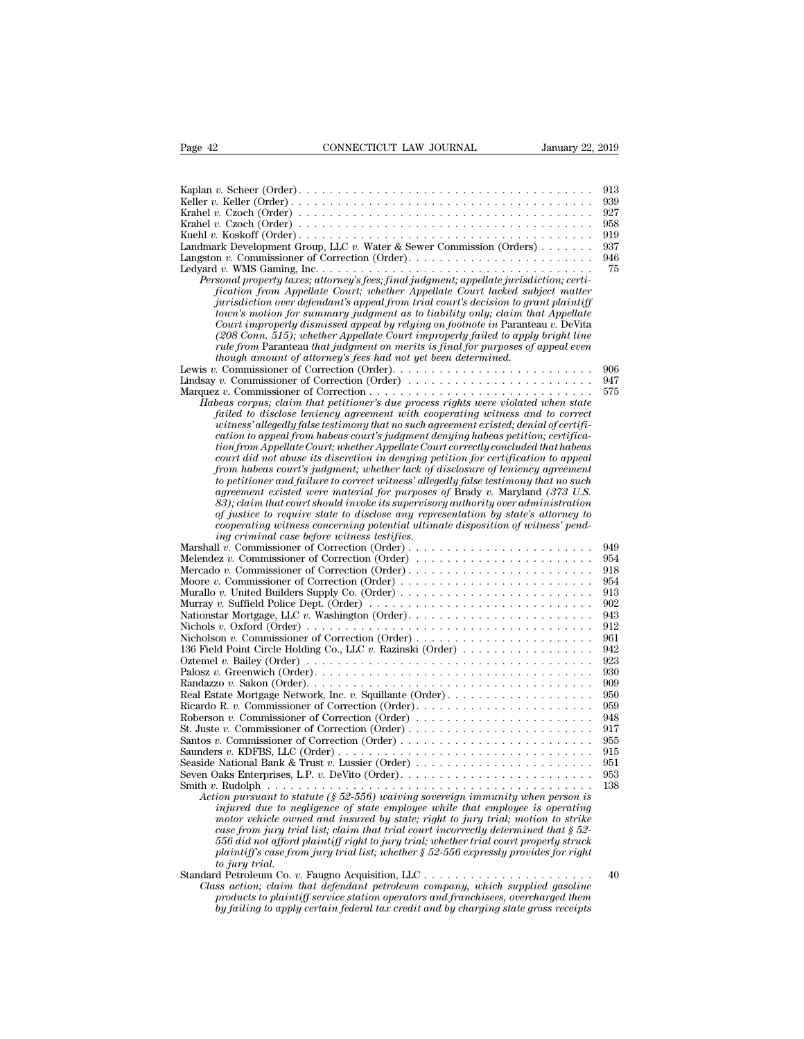Kaplan *v.* Scheer (Order) . . . . . . . . . . . . . . . . . . . . . . . . . . . . . . . . . . . . 913
Keller *v.* Keller (Order) . . . . . . . . . . . . . . . . . . . . . . . . . . . . . . . . . . . . 939
Krahel *v.* Czoch (Order) . . . . . . . . . . . . . . . . . . . . . . . . . . . . . . . . . . . . 927
Krahel *v.* Czoch (Order) . . . . . . . . . . . . . . . . . . . . . . . . . . . . . . . . . . . . 958
Kuehl *v.* Koskoff (Order) . . . . . . . . . . . . . . . . . . . . . . . . . . . . . . . . . . . . 919
Landmark Development Group, LLC *v.* Water & Sewer Commission (Orders) . . . . . . . 937
Langston *v.* Commissioner of Correction (Order). . . . . . . . . . . . . . . . . . . . . . . . 946
Ledyard *v.* WMS Gaming, Inc. . . . . . . . . . . . . . . . . . . . . . . . . . . . . . . . . . . 75

*Personal property taxes; attorney's fees; final judgment; appellate jurisdiction; certification from Appellate Court; whether Appellate Court lacked subject matter jurisdiction over defendant's appeal from trial court's decision to grant plaintiff town's motion for summary judgment as to liability only; claim that Appellate Court improperly dismissed appeal by relying on footnote in* Paranteau *v.* DeVita *(208 Conn. 515); whether Appellate Court improperly failed to apply bright line rule from* Paranteau *that judgment on merits is final for purposes of appeal even though amount of attorney's fees had not yet been determined.*

Lewis *v.* Commissioner of Correction (Order). . . . . . . . . . . . . . . . . . . . . . . . . . 906
Lindsay *v.* Commissioner of Correction (Order) . . . . . . . . . . . . . . . . . . . . . . . . 947
Marquez *v.* Commissioner of Correction . . . . . . . . . . . . . . . . . . . . . . . . . . . . 575

*Habeas corpus; claim that petitioner's due process rights were violated when state failed to disclose leniency agreement with cooperating witness and to correct witness' allegedly false testimony that no such agreement existed; denial of certification to appeal from habeas court's judgment denying habeas petition; certification from Appellate Court; whether Appellate Court correctly concluded that habeas court did not abuse its discretion in denying petition for certification to appeal from habeas court's judgment; whether lack of disclosure of leniency agreement to petitioner and failure to correct witness' allegedly false testimony that no such agreement existed were material for purposes of* Brady *v.* Maryland *(373 U.S. 83); claim that court should invoke its supervisory authority over administration of justice to require state to disclose any representation by state's attorney to cooperating witness concerning potential ultimate disposition of witness' pending criminal case before witness testifies.*

Marshall *v.* Commissioner of Correction (Order) . . . . . . . . . . . . . . . . . . . . . . . . 949
Melendez *v.* Commissioner of Correction (Order) . . . . . . . . . . . . . . . . . . . . . . . 954
Mercado *v.* Commissioner of Correction (Order) . . . . . . . . . . . . . . . . . . . . . . . . 918
Moore *v.* Commissioner of Correction (Order) . . . . . . . . . . . . . . . . . . . . . . . . 954
Murallo *v.* United Builders Supply Co. (Order) . . . . . . . . . . . . . . . . . . . . . . . . 913
Murray *v.* Suffield Police Dept. (Order) . . . . . . . . . . . . . . . . . . . . . . . . . . . 902
Nationstar Mortgage, LLC *v.* Washington (Order). . . . . . . . . . . . . . . . . . . . . . . 943
Nichols *v.* Oxford (Order) . . . . . . . . . . . . . . . . . . . . . . . . . . . . . . . . . . . 912
Nicholson *v.* Commissioner of Correction (Order) . . . . . . . . . . . . . . . . . . . . . . 961
136 Field Point Circle Holding Co., LLC *v.* Razinski (Order) . . . . . . . . . . . . . . . . 942
Oztemel *v.* Bailey (Order) . . . . . . . . . . . . . . . . . . . . . . . . . . . . . . . . . . . 923
Palosz *v.* Greenwich (Order). . . . . . . . . . . . . . . . . . . . . . . . . . . . . . . . . . . 930
Randazzo *v.* Sakon (Order). . . . . . . . . . . . . . . . . . . . . . . . . . . . . . . . . . . . 909
Real Estate Mortgage Network, Inc. *v.* Squillante (Order) . . . . . . . . . . . . . . . . . . 950
Ricardo R. *v.* Commissioner of Correction (Order). . . . . . . . . . . . . . . . . . . . . . . 959
Roberson *v.* Commissioner of Correction (Order) . . . . . . . . . . . . . . . . . . . . . . . 948
St. Juste *v.* Commissioner of Correction (Order) . . . . . . . . . . . . . . . . . . . . . . . 917
Santos *v.* Commissioner of Correction (Order) . . . . . . . . . . . . . . . . . . . . . . . . 955
Saunders *v.* KDFBS, LLC (Order) . . . . . . . . . . . . . . . . . . . . . . . . . . . . . . . 915
Seaside National Bank & Trust *v.* Lussier (Order) . . . . . . . . . . . . . . . . . . . . . . 951
Seven Oaks Enterprises, L.P. *v.* DeVito (Order). . . . . . . . . . . . . . . . . . . . . . . . . 953
Smith *v.* Rudolph . . . . . . . . . . . . . . . . . . . . . . . . . . . . . . . . . . . . . . . . 138

*Action pursuant to statute (§ 52-556) waiving sovereign immunity when person is injured due to negligence of state employee while that employee is operating motor vehicle owned and insured by state; right to jury trial; motion to strike case from jury trial list; claim that trial court incorrectly determined that § 52-556 did not afford plaintiff right to jury trial; whether trial court properly struck plaintiff's case from jury trial list; whether § 52-556 expressly provides for right to jury trial.*

Standard Petroleum Co. *v.* Faugno Acquisition, LLC . . . . . . . . . . . . . . . . . . . . . . 40

*Class action; claim that defendant petroleum company, which supplied gasoline products to plaintiff service station operators and franchisees, overcharged them by failing to apply certain federal tax credit and by charging state gross receipts*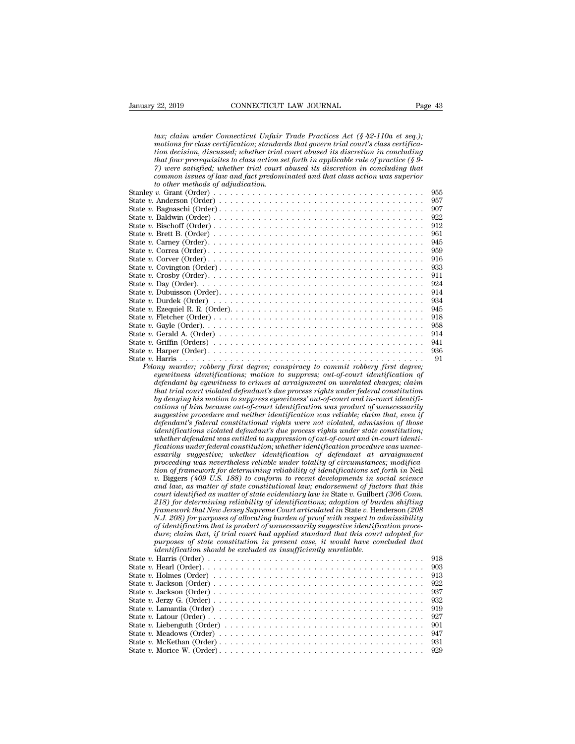*tax; claim under Connecticut Unfair Trade Practices Act (§ 42-110a et seq.); motions for class certification; standards that govern trial court's class certification decision, discussed; whether trial court abused its discretion in concluding that four prerequisites to class action set forth in applicable rule of practice (§ 9-7) were satisfied; whether trial court abused its discretion in concluding that common issues of law and fact predominated and that class action was superior to other methods of adjudication.*

Stanley *v.* Grant (Order) . . . . . . . . . . . . . . . . . . . . . . . . . . . . . . . . . . . . 955
State *v.* Anderson (Order) . . . . . . . . . . . . . . . . . . . . . . . . . . . . . . . . . . . . 957
State *v.* Bagnaschi (Order) . . . . . . . . . . . . . . . . . . . . . . . . . . . . . . . . . . . . 907
State *v.* Baldwin (Order) . . . . . . . . . . . . . . . . . . . . . . . . . . . . . . . . . . . . 922
State *v.* Bischoff (Order) . . . . . . . . . . . . . . . . . . . . . . . . . . . . . . . . . . . . 912
State *v.* Brett B. (Order) . . . . . . . . . . . . . . . . . . . . . . . . . . . . . . . . . . . . 961
State *v.* Carney (Order). . . . . . . . . . . . . . . . . . . . . . . . . . . . . . . . . . . . . 945
State *v.* Correa (Order) . . . . . . . . . . . . . . . . . . . . . . . . . . . . . . . . . . . . 959
State *v.* Corver (Order) . . . . . . . . . . . . . . . . . . . . . . . . . . . . . . . . . . . . 916
State *v.* Covington (Order) . . . . . . . . . . . . . . . . . . . . . . . . . . . . . . . . . . . . 933
State *v.* Crosby (Order). . . . . . . . . . . . . . . . . . . . . . . . . . . . . . . . . . . . . 911
State *v.* Day (Order). . . . . . . . . . . . . . . . . . . . . . . . . . . . . . . . . . . . . 924
State *v.* Dubuisson (Order). . . . . . . . . . . . . . . . . . . . . . . . . . . . . . . . . . . . 914
State *v.* Durdek (Order) . . . . . . . . . . . . . . . . . . . . . . . . . . . . . . . . . . . . 934
State *v.* Ezequiel R. R. (Order). . . . . . . . . . . . . . . . . . . . . . . . . . . . . . . . . 945
State *v.* Fletcher (Order) . . . . . . . . . . . . . . . . . . . . . . . . . . . . . . . . . . . . 918
State *v.* Gayle (Order). . . . . . . . . . . . . . . . . . . . . . . . . . . . . . . . . . . . . 958
State *v.* Gerald A. (Order) . . . . . . . . . . . . . . . . . . . . . . . . . . . . . . . . . . . . 914
State *v.* Griffin (Orders) . . . . . . . . . . . . . . . . . . . . . . . . . . . . . . . . . . . . 941
State *v.* Harper (Order). . . . . . . . . . . . . . . . . . . . . . . . . . . . . . . . . . . . . 936
State *v.* Harris . . . . . . . . . . . . . . . . . . . . . . . . . . . . . . . . . . . . . . . . 91

*Felony murder; robbery first degree; conspiracy to commit robbery first degree; eyewitness identifications; motion to suppress; out-of-court identification of defendant by eyewitness to crimes at arraignment on unrelated charges; claim that trial court violated defendant's due process rights under federal constitution by denying his motion to suppress eyewitness' out-of-court and in-court identifications of him because out-of-court identification was product of unnecessarily suggestive procedure and neither identification was reliable; claim that, even if defendant's federal constitutional rights were not violated, admission of those identifications violated defendant's due process rights under state constitution; whether defendant was entitled to suppression of out-of-court and in-court identifications under federal constitution; whether identification procedure was unnecessarily suggestive; whether identification of defendant at arraignment proceeding was nevertheless reliable under totality of circumstances; modification of framework for determining reliability of identifications set forth in* Neil v. Biggers *(409 U.S. 188) to conform to recent developments in social science and law, as matter of state constitutional law; endorsement of factors that this court identified as matter of state evidentiary law in* State v. Guilbert *(306 Conn. 218) for determining reliability of identifications; adoption of burden shifting framework that New Jersey Supreme Court articulated in* State v. Henderson *(208 N.J. 208) for purposes of allocating burden of proof with respect to admissibility of identification that is product of unnecessarily suggestive identification procedure; claim that, if trial court had applied standard that this court adopted for purposes of state constitution in present case, it would have concluded that identification should be excluded as insufficiently unreliable.*

State *v.* Harris (Order) . . . . . . . . . . . . . . . . . . . . . . . . . . . . . . . . . . . . 918
State *v.* Hearl (Order). . . . . . . . . . . . . . . . . . . . . . . . . . . . . . . . . . . . . 903
State *v.* Holmes (Order) . . . . . . . . . . . . . . . . . . . . . . . . . . . . . . . . . . . . 913
State *v.* Jackson (Order) . . . . . . . . . . . . . . . . . . . . . . . . . . . . . . . . . . . . 922
State *v.* Jackson (Order) . . . . . . . . . . . . . . . . . . . . . . . . . . . . . . . . . . . . 937
State *v.* Jerzy G. (Order) . . . . . . . . . . . . . . . . . . . . . . . . . . . . . . . . . . . . 932
State *v.* Lamantia (Order) . . . . . . . . . . . . . . . . . . . . . . . . . . . . . . . . . . . . 919
State *v.* Latour (Order) . . . . . . . . . . . . . . . . . . . . . . . . . . . . . . . . . . . . 927
State *v.* Liebenguth (Order) . . . . . . . . . . . . . . . . . . . . . . . . . . . . . . . . . . . . 901
State *v.* Meadows (Order) . . . . . . . . . . . . . . . . . . . . . . . . . . . . . . . . . . . . 947
State *v.* McKethan (Order). . . . . . . . . . . . . . . . . . . . . . . . . . . . . . . . . . . . 931
State *v.* Morice W. (Order). . . . . . . . . . . . . . . . . . . . . . . . . . . . . . . . . . . . 929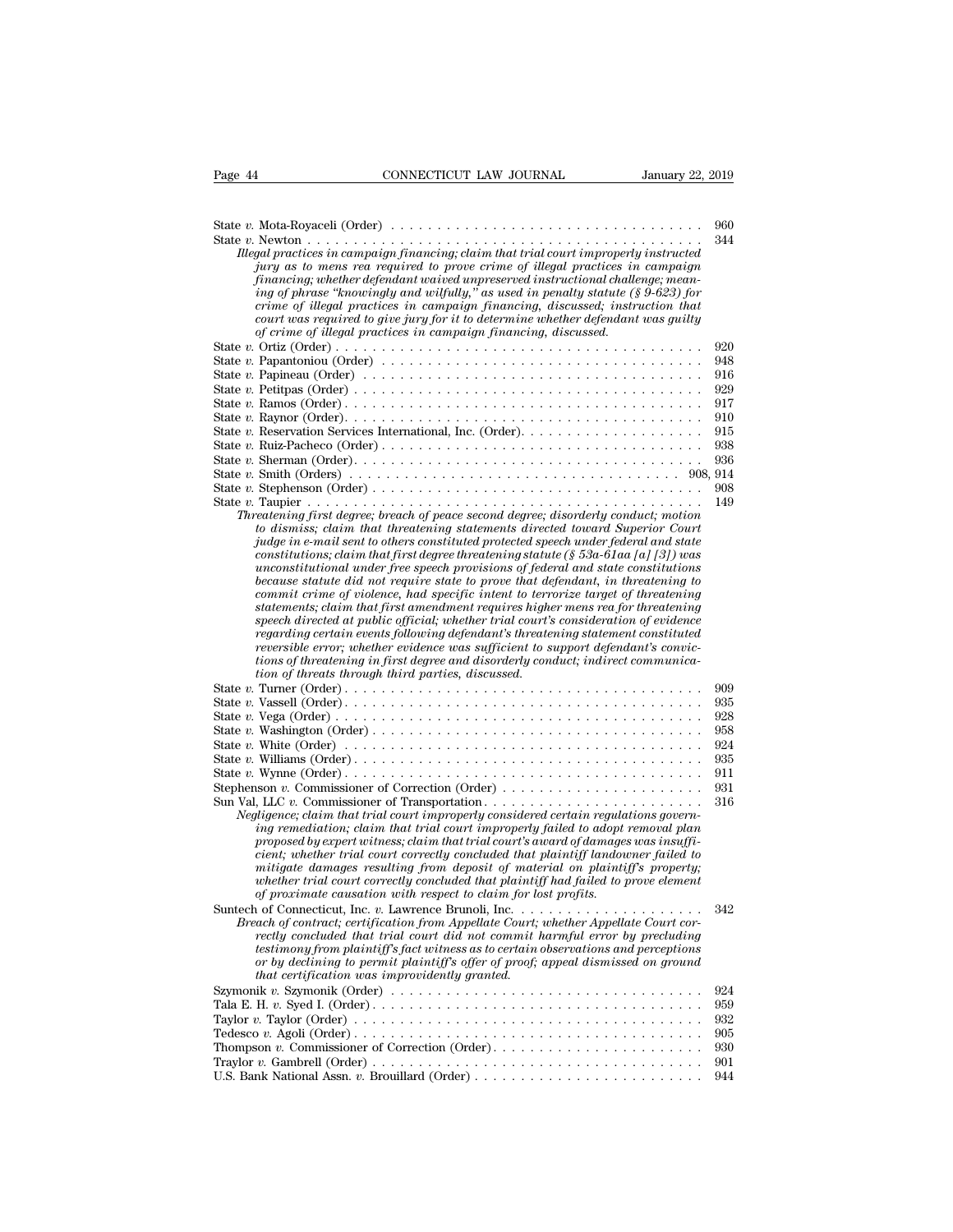State *v.* Mota-Royaceli (Order) . . . . . . . . . . . . . . . . . . . . . . . . . . . . . . . . . 960

State *v.* Newton . . . . . . . . . . . . . . . . . . . . . . . . . . . . . . . . . . . . . . . . . . . . . 344

*Illegal practices in campaign financing; claim that trial court improperly instructed jury as to mens rea required to prove crime of illegal practices in campaign financing; whether defendant waived unpreserved instructional challenge; meaning of phrase "knowingly and wilfully," as used in penalty statute (§ 9-623) for crime of illegal practices in campaign financing, discussed; instruction that court was required to give jury for it to determine whether defendant was guilty of crime of illegal practices in campaign financing, discussed.*

State *v.* Ortiz (Order) . . . . . . . . . . . . . . . . . . . . . . . . . . . . . . . . . . . . . . . 920

State *v.* Papantoniou (Order) . . . . . . . . . . . . . . . . . . . . . . . . . . . . . . . . . . 948

State *v.* Papineau (Order) . . . . . . . . . . . . . . . . . . . . . . . . . . . . . . . . . . . . 916

State *v.* Petitpas (Order) . . . . . . . . . . . . . . . . . . . . . . . . . . . . . . . . . . . . . 929

State *v.* Ramos (Order) . . . . . . . . . . . . . . . . . . . . . . . . . . . . . . . . . . . . . . 917

State *v.* Raynor (Order) . . . . . . . . . . . . . . . . . . . . . . . . . . . . . . . . . . . . . . 910

State *v.* Reservation Services International, Inc. (Order) . . . . . . . . . . . . . . . . . . 915

State *v.* Ruiz-Pacheco (Order) . . . . . . . . . . . . . . . . . . . . . . . . . . . . . . . . . . 938

State *v.* Sherman (Order) . . . . . . . . . . . . . . . . . . . . . . . . . . . . . . . . . . . . . 936

State *v.* Smith (Orders) . . . . . . . . . . . . . . . . . . . . . . . . . . . . . . . . . . . 908, 914

State *v.* Stephenson (Order) . . . . . . . . . . . . . . . . . . . . . . . . . . . . . . . . . . . 908

State *v.* Taupier . . . . . . . . . . . . . . . . . . . . . . . . . . . . . . . . . . . . . . . . . . . . 149

*Threatening first degree; breach of peace second degree; disorderly conduct; motion to dismiss; claim that threatening statements directed toward Superior Court judge in e-mail sent to others constituted protected speech under federal and state constitutions; claim that first degree threatening statute (§ 53a-61aa [a] [3]) was unconstitutional under free speech provisions of federal and state constitutions because statute did not require state to prove that defendant, in threatening to commit crime of violence, had specific intent to terrorize target of threatening statements; claim that first amendment requires higher mens rea for threatening speech directed at public official; whether trial court's consideration of evidence regarding certain events following defendant's threatening statement constituted reversible error; whether evidence was sufficient to support defendant's convictions of threatening in first degree and disorderly conduct; indirect communication of threats through third parties, discussed.*

State *v.* Turner (Order) . . . . . . . . . . . . . . . . . . . . . . . . . . . . . . . . . . . . . . 909

State *v.* Vassell (Order) . . . . . . . . . . . . . . . . . . . . . . . . . . . . . . . . . . . . . . 935

State *v.* Vega (Order) . . . . . . . . . . . . . . . . . . . . . . . . . . . . . . . . . . . . . . . 928

State *v.* Washington (Order) . . . . . . . . . . . . . . . . . . . . . . . . . . . . . . . . . . . 958

State *v.* White (Order) . . . . . . . . . . . . . . . . . . . . . . . . . . . . . . . . . . . . . . . 924

State *v.* Williams (Order) . . . . . . . . . . . . . . . . . . . . . . . . . . . . . . . . . . . . . 935

State *v.* Wynne (Order) . . . . . . . . . . . . . . . . . . . . . . . . . . . . . . . . . . . . . . 911

Stephenson *v.* Commissioner of Correction (Order) . . . . . . . . . . . . . . . . . . . . . . 931

Sun Val, LLC *v.* Commissioner of Transportation . . . . . . . . . . . . . . . . . . . . . . . . 316

*Negligence; claim that trial court improperly considered certain regulations governing remediation; claim that trial court improperly failed to adopt removal plan proposed by expert witness; claim that trial court's award of damages was insufficient; whether trial court correctly concluded that plaintiff landowner failed to mitigate damages resulting from deposit of material on plaintiff's property; whether trial court correctly concluded that plaintiff had failed to prove element of proximate causation with respect to claim for lost profits.*

Suntech of Connecticut, Inc. *v.* Lawrence Brunoli, Inc. . . . . . . . . . . . . . . . . . . . . 342

*Breach of contract; certification from Appellate Court; whether Appellate Court correctly concluded that trial court did not commit harmful error by precluding testimony from plaintiff's fact witness as to certain observations and perceptions or by declining to permit plaintiff's offer of proof; appeal dismissed on ground that certification was improvidently granted.*

Szymonik *v.* Szymonik (Order) . . . . . . . . . . . . . . . . . . . . . . . . . . . . . . . . . . 924

Tala E. H. *v.* Syed I. (Order) . . . . . . . . . . . . . . . . . . . . . . . . . . . . . . . . . . . 959

Taylor *v.* Taylor (Order) . . . . . . . . . . . . . . . . . . . . . . . . . . . . . . . . . . . . . . 932

Tedesco *v.* Agoli (Order) . . . . . . . . . . . . . . . . . . . . . . . . . . . . . . . . . . . . . . 905

Thompson *v.* Commissioner of Correction (Order) . . . . . . . . . . . . . . . . . . . . . . . 930

Traylor *v.* Gambrell (Order) . . . . . . . . . . . . . . . . . . . . . . . . . . . . . . . . . . . . 901

U.S. Bank National Assn. *v.* Brouillard (Order) . . . . . . . . . . . . . . . . . . . . . . . . 944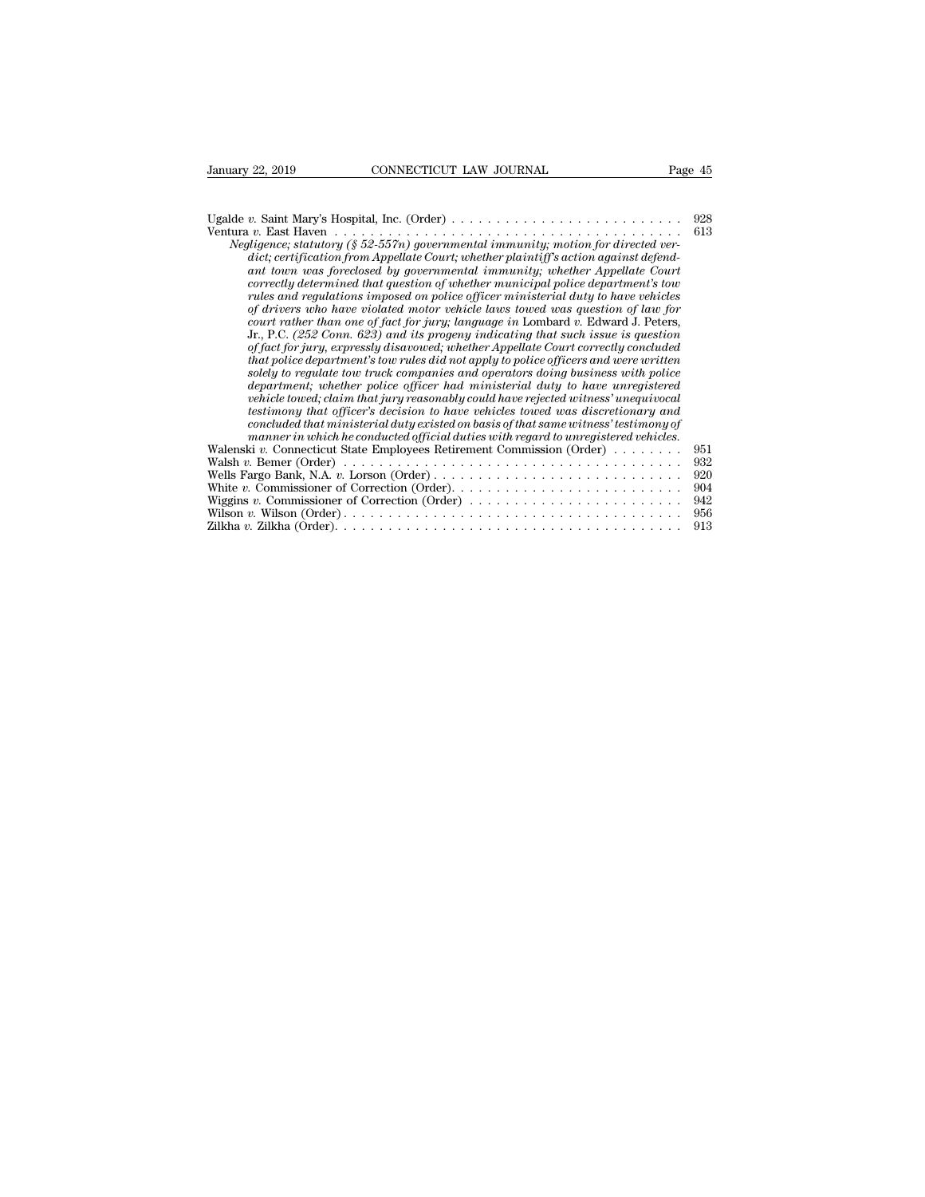Ugalde *v.* Saint Mary's Hospital, Inc. (Order) . . . . . . . . . . . . . . . . . . . . . . . . . . 928

Ventura *v.* East Haven . . . . . . . . . . . . . . . . . . . . . . . . . . . . . . . . . . . . . . . . . 613

*Negligence; statutory (§ 52-557n) governmental immunity; motion for directed verdict; certification from Appellate Court; whether plaintiff's action against defendant town was foreclosed by governmental immunity; whether Appellate Court correctly determined that question of whether municipal police department's tow rules and regulations imposed on police officer ministerial duty to have vehicles of drivers who have violated motor vehicle laws towed was question of law for court rather than one of fact for jury; language in* Lombard *v.* Edward J. Peters, Jr., P.C. *(252 Conn. 623) and its progeny indicating that such issue is question of fact for jury, expressly disavowed; whether Appellate Court correctly concluded that police department's tow rules did not apply to police officers and were written solely to regulate tow truck companies and operators doing business with police department; whether police officer had ministerial duty to have unregistered vehicle towed; claim that jury reasonably could have rejected witness' unequivocal testimony that officer's decision to have vehicles towed was discretionary and concluded that ministerial duty existed on basis of that same witness' testimony of manner in which he conducted official duties with regard to unregistered vehicles.*

Walenski *v.* Connecticut State Employees Retirement Commission (Order) . . . . . . . . 951

Walsh *v.* Bemer (Order) . . . . . . . . . . . . . . . . . . . . . . . . . . . . . . . . . . . . . . 932

Wells Fargo Bank, N.A. *v.* Lorson (Order) . . . . . . . . . . . . . . . . . . . . . . . . . . . . 920

White *v.* Commissioner of Correction (Order). . . . . . . . . . . . . . . . . . . . . . . . . . 904

Wiggins *v.* Commissioner of Correction (Order) . . . . . . . . . . . . . . . . . . . . . . . . 942

Wilson *v.* Wilson (Order) . . . . . . . . . . . . . . . . . . . . . . . . . . . . . . . . . . . . . . 956

Zilkha *v.* Zilkha (Order). . . . . . . . . . . . . . . . . . . . . . . . . . . . . . . . . . . . . . . 913